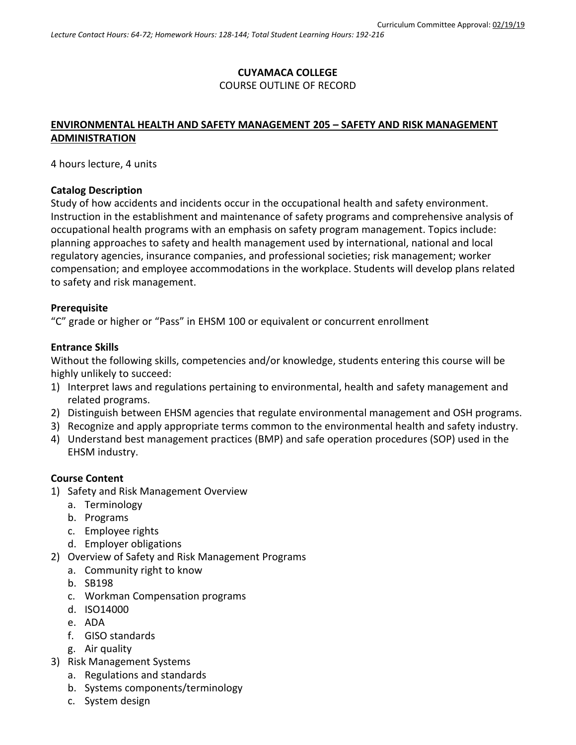Curriculum Committee Approval: 02/19/19

*Lecture Contact Hours: 64-72; Homework Hours: 128-144; Total Student Learning Hours: 192-216*

**CUYAMACA COLLEGE**
COURSE OUTLINE OF RECORD

## ENVIRONMENTAL HEALTH AND SAFETY MANAGEMENT 205 – SAFETY AND RISK MANAGEMENT ADMINISTRATION

4 hours lecture, 4 units

### Catalog Description

Study of how accidents and incidents occur in the occupational health and safety environment. Instruction in the establishment and maintenance of safety programs and comprehensive analysis of occupational health programs with an emphasis on safety program management. Topics include: planning approaches to safety and health management used by international, national and local regulatory agencies, insurance companies, and professional societies; risk management; worker compensation; and employee accommodations in the workplace. Students will develop plans related to safety and risk management.

### Prerequisite

"C" grade or higher or "Pass" in EHSM 100 or equivalent or concurrent enrollment

### Entrance Skills

Without the following skills, competencies and/or knowledge, students entering this course will be highly unlikely to succeed:

1) Interpret laws and regulations pertaining to environmental, health and safety management and related programs.
2) Distinguish between EHSM agencies that regulate environmental management and OSH programs.
3) Recognize and apply appropriate terms common to the environmental health and safety industry.
4) Understand best management practices (BMP) and safe operation procedures (SOP) used in the EHSM industry.

### Course Content

1) Safety and Risk Management Overview
   a. Terminology
   b. Programs
   c. Employee rights
   d. Employer obligations
2) Overview of Safety and Risk Management Programs
   a. Community right to know
   b. SB198
   c. Workman Compensation programs
   d. ISO14000
   e. ADA
   f. GISO standards
   g. Air quality
3) Risk Management Systems
   a. Regulations and standards
   b. Systems components/terminology
   c. System design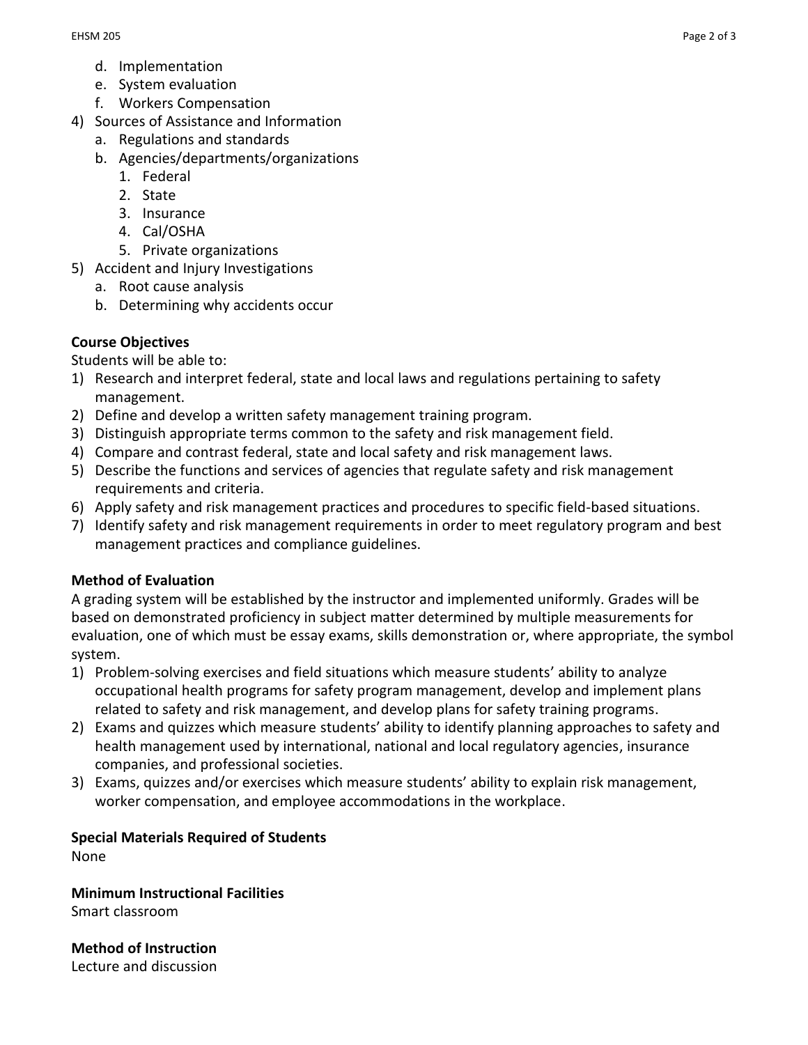d. Implementation
   e. System evaluation
   f. Workers Compensation
4) Sources of Assistance and Information
   a. Regulations and standards
   b. Agencies/departments/organizations
      1. Federal
      2. State
      3. Insurance
      4. Cal/OSHA
      5. Private organizations
5) Accident and Injury Investigations
   a. Root cause analysis
   b. Determining why accidents occur

**Course Objectives**

Students will be able to:

1) Research and interpret federal, state and local laws and regulations pertaining to safety management.
2) Define and develop a written safety management training program.
3) Distinguish appropriate terms common to the safety and risk management field.
4) Compare and contrast federal, state and local safety and risk management laws.
5) Describe the functions and services of agencies that regulate safety and risk management requirements and criteria.
6) Apply safety and risk management practices and procedures to specific field-based situations.
7) Identify safety and risk management requirements in order to meet regulatory program and best management practices and compliance guidelines.

**Method of Evaluation**

A grading system will be established by the instructor and implemented uniformly. Grades will be based on demonstrated proficiency in subject matter determined by multiple measurements for evaluation, one of which must be essay exams, skills demonstration or, where appropriate, the symbol system.

1) Problem-solving exercises and field situations which measure students' ability to analyze occupational health programs for safety program management, develop and implement plans related to safety and risk management, and develop plans for safety training programs.
2) Exams and quizzes which measure students' ability to identify planning approaches to safety and health management used by international, national and local regulatory agencies, insurance companies, and professional societies.
3) Exams, quizzes and/or exercises which measure students' ability to explain risk management, worker compensation, and employee accommodations in the workplace.

**Special Materials Required of Students**

None

**Minimum Instructional Facilities**

Smart classroom

**Method of Instruction**

Lecture and discussion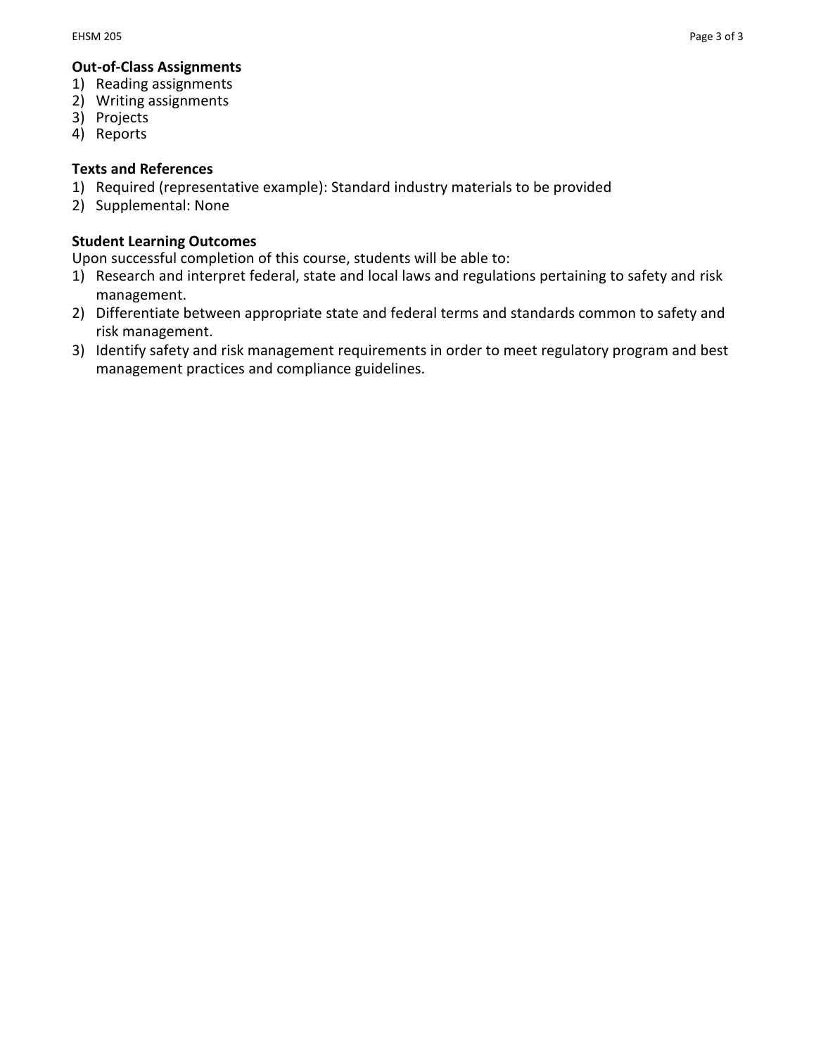**Out-of-Class Assignments**

1) Reading assignments
2) Writing assignments
3) Projects
4) Reports

**Texts and References**

1) Required (representative example): Standard industry materials to be provided
2) Supplemental: None

**Student Learning Outcomes**

Upon successful completion of this course, students will be able to:

1) Research and interpret federal, state and local laws and regulations pertaining to safety and risk management.
2) Differentiate between appropriate state and federal terms and standards common to safety and risk management.
3) Identify safety and risk management requirements in order to meet regulatory program and best management practices and compliance guidelines.